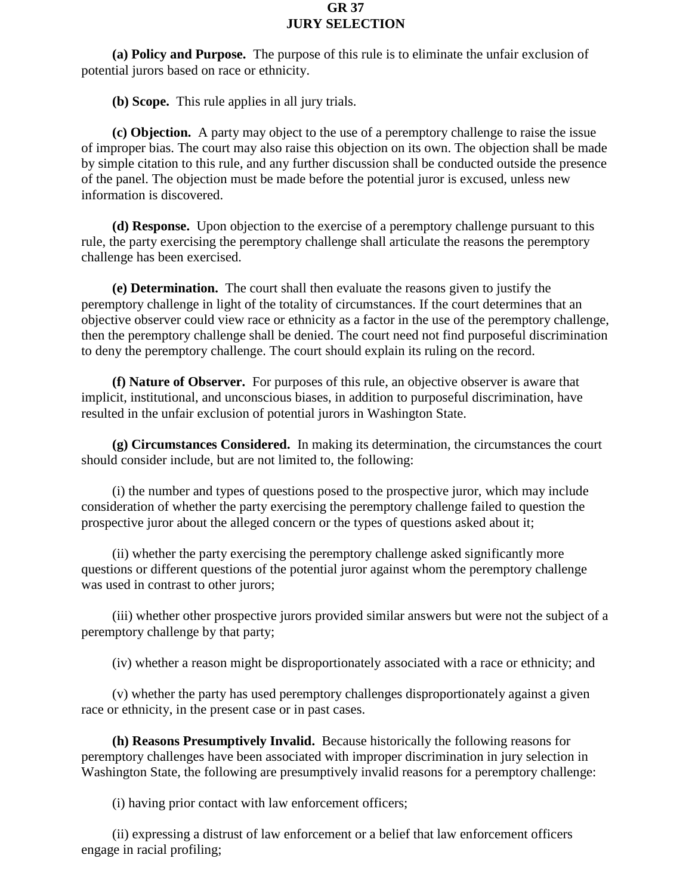# GR 37
# JURY SELECTION

**(a) Policy and Purpose.** The purpose of this rule is to eliminate the unfair exclusion of potential jurors based on race or ethnicity.

**(b) Scope.** This rule applies in all jury trials.

**(c) Objection.** A party may object to the use of a peremptory challenge to raise the issue of improper bias. The court may also raise this objection on its own. The objection shall be made by simple citation to this rule, and any further discussion shall be conducted outside the presence of the panel. The objection must be made before the potential juror is excused, unless new information is discovered.

**(d) Response.** Upon objection to the exercise of a peremptory challenge pursuant to this rule, the party exercising the peremptory challenge shall articulate the reasons the peremptory challenge has been exercised.

**(e) Determination.** The court shall then evaluate the reasons given to justify the peremptory challenge in light of the totality of circumstances. If the court determines that an objective observer could view race or ethnicity as a factor in the use of the peremptory challenge, then the peremptory challenge shall be denied. The court need not find purposeful discrimination to deny the peremptory challenge. The court should explain its ruling on the record.

**(f) Nature of Observer.** For purposes of this rule, an objective observer is aware that implicit, institutional, and unconscious biases, in addition to purposeful discrimination, have resulted in the unfair exclusion of potential jurors in Washington State.

**(g) Circumstances Considered.** In making its determination, the circumstances the court should consider include, but are not limited to, the following:

(i) the number and types of questions posed to the prospective juror, which may include consideration of whether the party exercising the peremptory challenge failed to question the prospective juror about the alleged concern or the types of questions asked about it;

(ii) whether the party exercising the peremptory challenge asked significantly more questions or different questions of the potential juror against whom the peremptory challenge was used in contrast to other jurors;

(iii) whether other prospective jurors provided similar answers but were not the subject of a peremptory challenge by that party;

(iv) whether a reason might be disproportionately associated with a race or ethnicity; and

(v) whether the party has used peremptory challenges disproportionately against a given race or ethnicity, in the present case or in past cases.

**(h) Reasons Presumptively Invalid.** Because historically the following reasons for peremptory challenges have been associated with improper discrimination in jury selection in Washington State, the following are presumptively invalid reasons for a peremptory challenge:

(i) having prior contact with law enforcement officers;

(ii) expressing a distrust of law enforcement or a belief that law enforcement officers engage in racial profiling;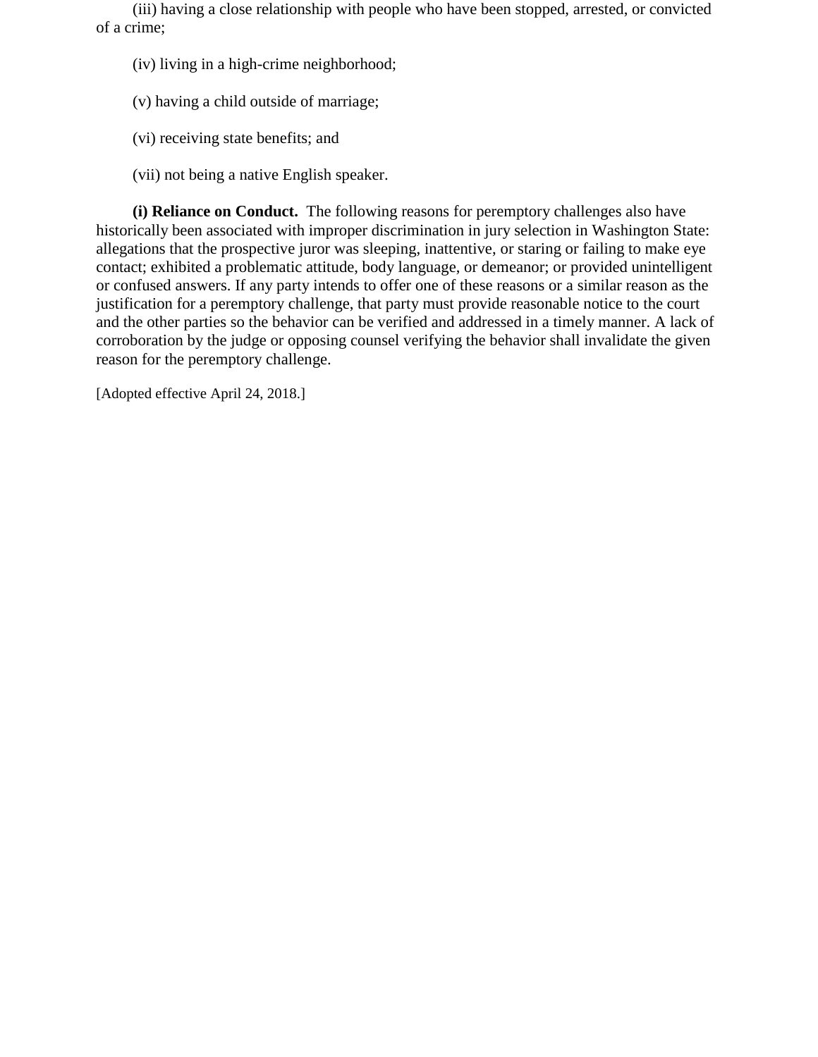(iii) having a close relationship with people who have been stopped, arrested, or convicted of a crime;

(iv) living in a high-crime neighborhood;

(v) having a child outside of marriage;

(vi) receiving state benefits; and

(vii) not being a native English speaker.

**(i) Reliance on Conduct.** The following reasons for peremptory challenges also have historically been associated with improper discrimination in jury selection in Washington State: allegations that the prospective juror was sleeping, inattentive, or staring or failing to make eye contact; exhibited a problematic attitude, body language, or demeanor; or provided unintelligent or confused answers. If any party intends to offer one of these reasons or a similar reason as the justification for a peremptory challenge, that party must provide reasonable notice to the court and the other parties so the behavior can be verified and addressed in a timely manner. A lack of corroboration by the judge or opposing counsel verifying the behavior shall invalidate the given reason for the peremptory challenge.

[Adopted effective April 24, 2018.]